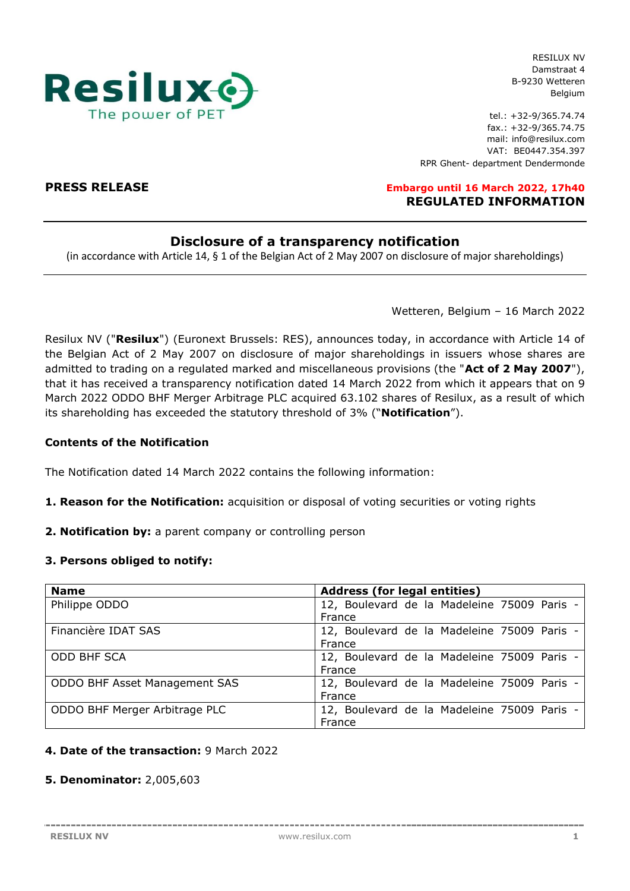RESILUX NV
Damstraat 4
B-9230 Wetteren
Belgium

tel.: +32-9/365.74.74
fax.: +32-9/365.74.75
mail: info@resilux.com
VAT: BE0447.354.397
RPR Ghent- department Dendermonde

**PRESS RELEASE**

**Embargo until 16 March 2022, 17h40**
**REGULATED INFORMATION**

## Disclosure of a transparency notification

(in accordance with Article 14, § 1 of the Belgian Act of 2 May 2007 on disclosure of major shareholdings)

Wetteren, Belgium – 16 March 2022

Resilux NV ("**Resilux**") (Euronext Brussels: RES), announces today, in accordance with Article 14 of the Belgian Act of 2 May 2007 on disclosure of major shareholdings in issuers whose shares are admitted to trading on a regulated marked and miscellaneous provisions (the "**Act of 2 May 2007**"), that it has received a transparency notification dated 14 March 2022 from which it appears that on 9 March 2022 ODDO BHF Merger Arbitrage PLC acquired 63.102 shares of Resilux, as a result of which its shareholding has exceeded the statutory threshold of 3% ("**Notification**").

**Contents of the Notification**

The Notification dated 14 March 2022 contains the following information:

**1. Reason for the Notification:** acquisition or disposal of voting securities or voting rights

**2. Notification by:** a parent company or controlling person

**3. Persons obliged to notify:**

| Name | Address (for legal entities) |
|---|---|
| Philippe ODDO | 12, Boulevard de la Madeleine 75009 Paris - France |
| Financière IDAT SAS | 12, Boulevard de la Madeleine 75009 Paris - France |
| ODD BHF SCA | 12, Boulevard de la Madeleine 75009 Paris - France |
| ODDO BHF Asset Management SAS | 12, Boulevard de la Madeleine 75009 Paris - France |
| ODDO BHF Merger Arbitrage PLC | 12, Boulevard de la Madeleine 75009 Paris - France |

**4. Date of the transaction:** 9 March 2022

**5. Denominator:** 2,005,603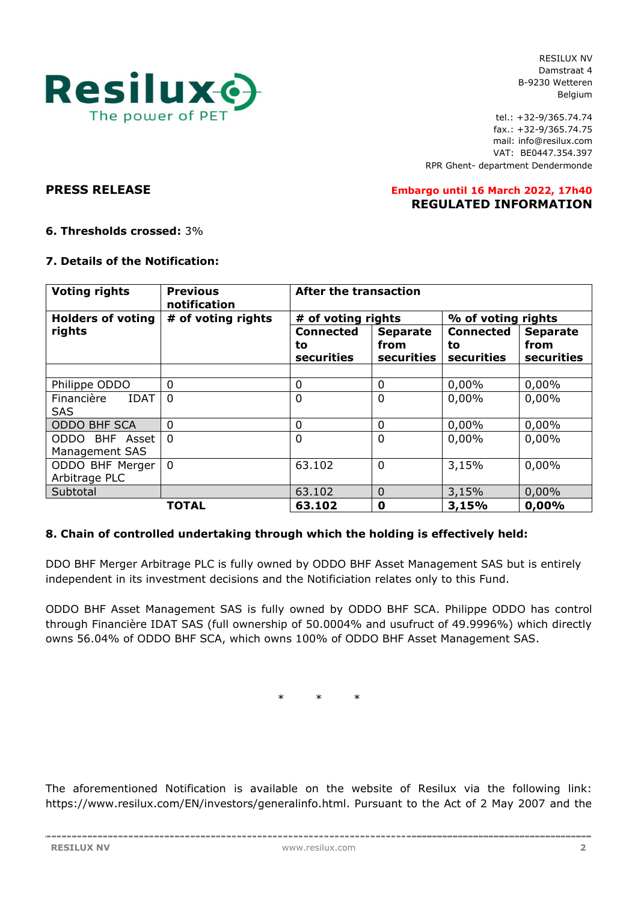RESILUX NV
Damstraat 4
B-9230 Wetteren
Belgium

tel.: +32-9/365.74.74
fax.: +32-9/365.74.75
mail: info@resilux.com
VAT: BE0447.354.397
RPR Ghent- department Dendermonde

**PRESS RELEASE**

**Embargo until 16 March 2022, 17h40**
**REGULATED INFORMATION**

**6. Thresholds crossed:** 3%

**7. Details of the Notification:**

| Voting rights | Previous notification | After the transaction | | | |
|---|---|---|---|---|---|
| **Holders of voting rights** | **# of voting rights** | **# of voting rights** | | **% of voting rights** | |
| | | **Connected to securities** | **Separate from securities** | **Connected to securities** | **Separate from securities** |
| | | | | | |
| Philippe ODDO | 0 | 0 | 0 | 0,00% | 0,00% |
| Financière IDAT SAS | 0 | 0 | 0 | 0,00% | 0,00% |
| ODDO BHF SCA | 0 | 0 | 0 | 0,00% | 0,00% |
| ODDO BHF Asset Management SAS | 0 | 0 | 0 | 0,00% | 0,00% |
| ODDO BHF Merger Arbitrage PLC | 0 | 63.102 | 0 | 3,15% | 0,00% |
| Subtotal | | 63.102 | 0 | 3,15% | 0,00% |
| | **TOTAL** | **63.102** | **0** | **3,15%** | **0,00%** |

**8. Chain of controlled undertaking through which the holding is effectively held:**

DDO BHF Merger Arbitrage PLC is fully owned by ODDO BHF Asset Management SAS but is entirely independent in its investment decisions and the Notificiation relates only to this Fund.

ODDO BHF Asset Management SAS is fully owned by ODDO BHF SCA. Philippe ODDO has control through Financière IDAT SAS (full ownership of 50.0004% and usufruct of 49.9996%) which directly owns 56.04% of ODDO BHF SCA, which owns 100% of ODDO BHF Asset Management SAS.

\* \* \*

The aforementioned Notification is available on the website of Resilux via the following link: https://www.resilux.com/EN/investors/generalinfo.html. Pursuant to the Act of 2 May 2007 and the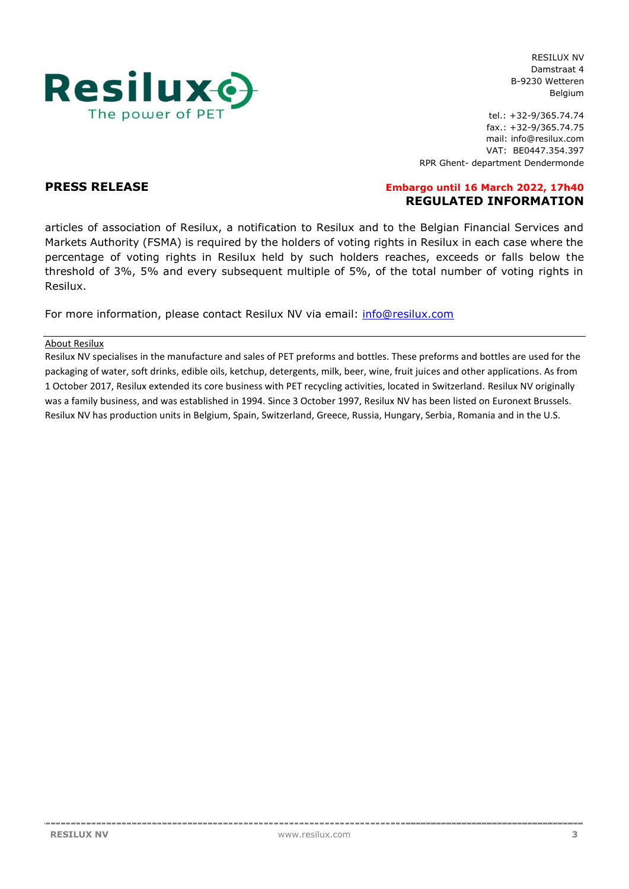articles of association of Resilux, a notification to Resilux and to the Belgian Financial Services and Markets Authority (FSMA) is required by the holders of voting rights in Resilux in each case where the percentage of voting rights in Resilux held by such holders reaches, exceeds or falls below the threshold of 3%, 5% and every subsequent multiple of 5%, of the total number of voting rights in Resilux.

For more information, please contact Resilux NV via email: info@resilux.com

About Resilux

Resilux NV specialises in the manufacture and sales of PET preforms and bottles. These preforms and bottles are used for the packaging of water, soft drinks, edible oils, ketchup, detergents, milk, beer, wine, fruit juices and other applications. As from 1 October 2017, Resilux extended its core business with PET recycling activities, located in Switzerland. Resilux NV originally was a family business, and was established in 1994. Since 3 October 1997, Resilux NV has been listed on Euronext Brussels. Resilux NV has production units in Belgium, Spain, Switzerland, Greece, Russia, Hungary, Serbia, Romania and in the U.S.